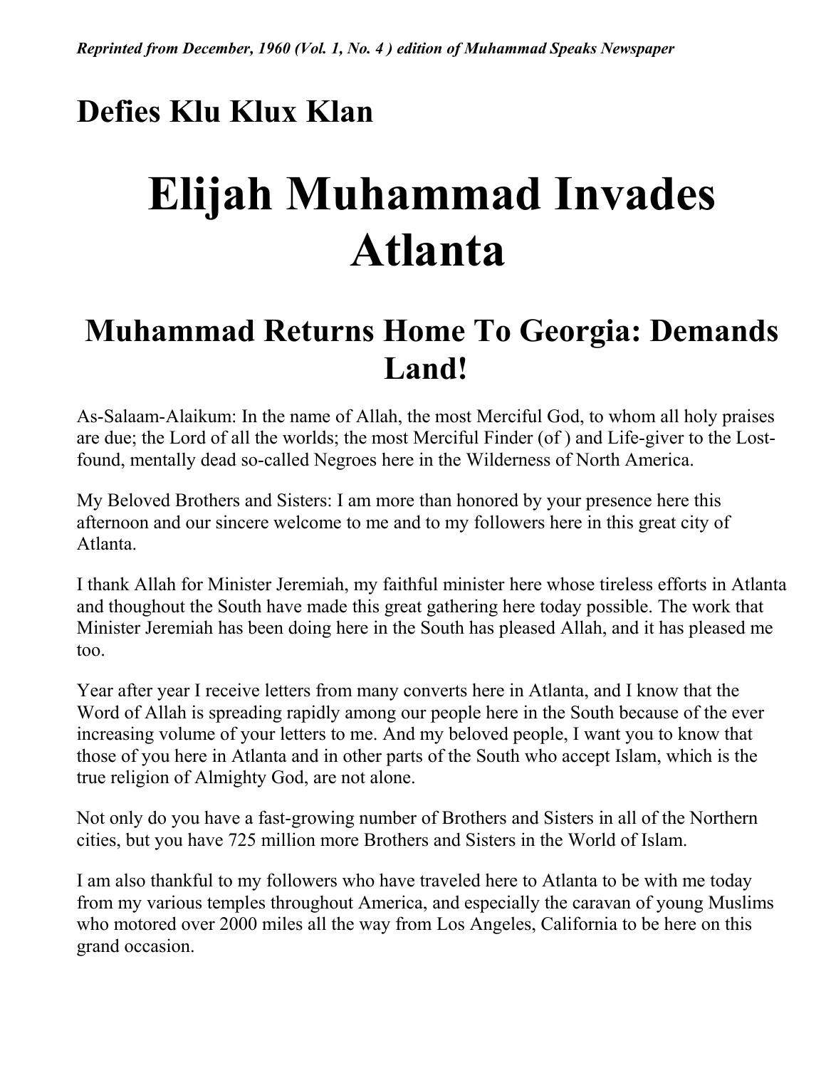*Reprinted from December, 1960 (Vol. 1, No. 4 ) edition of Muhammad Speaks Newspaper*

## Defies Klu Klux Klan

# Elijah Muhammad Invades Atlanta

## Muhammad Returns Home To Georgia: Demands Land!

As-Salaam-Alaikum: In the name of Allah, the most Merciful God, to whom all holy praises are due; the Lord of all the worlds; the most Merciful Finder (of ) and Life-giver to the Lost-found, mentally dead so-called Negroes here in the Wilderness of North America.

My Beloved Brothers and Sisters: I am more than honored by your presence here this afternoon and our sincere welcome to me and to my followers here in this great city of Atlanta.

I thank Allah for Minister Jeremiah, my faithful minister here whose tireless efforts in Atlanta and thoughout the South have made this great gathering here today possible. The work that Minister Jeremiah has been doing here in the South has pleased Allah, and it has pleased me too.

Year after year I receive letters from many converts here in Atlanta, and I know that the Word of Allah is spreading rapidly among our people here in the South because of the ever increasing volume of your letters to me. And my beloved people, I want you to know that those of you here in Atlanta and in other parts of the South who accept Islam, which is the true religion of Almighty God, are not alone.

Not only do you have a fast-growing number of Brothers and Sisters in all of the Northern cities, but you have 725 million more Brothers and Sisters in the World of Islam.

I am also thankful to my followers who have traveled here to Atlanta to be with me today from my various temples throughout America, and especially the caravan of young Muslims who motored over 2000 miles all the way from Los Angeles, California to be here on this grand occasion.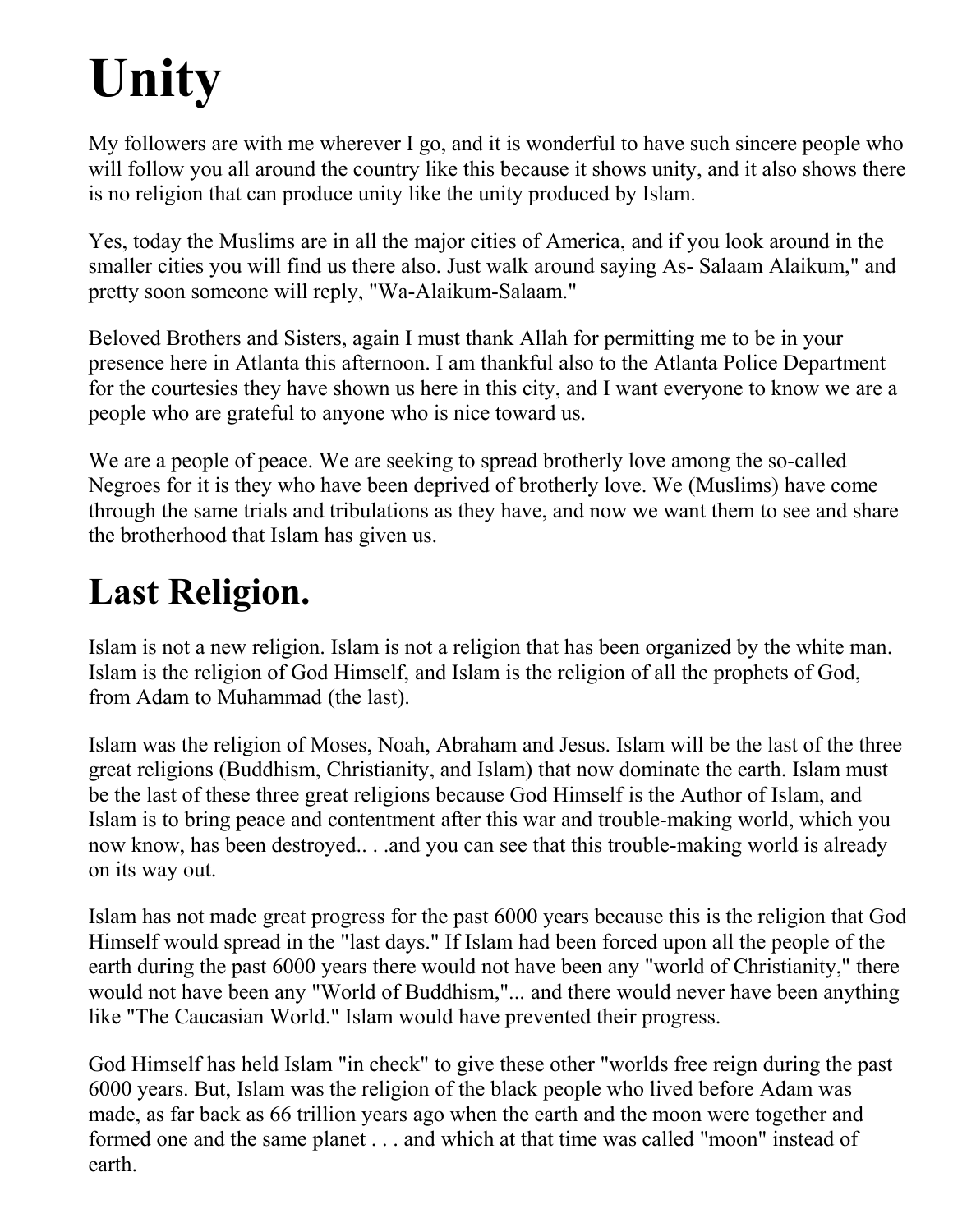# Unity

My followers are with me wherever I go, and it is wonderful to have such sincere people who will follow you all around the country like this because it shows unity, and it also shows there is no religion that can produce unity like the unity produced by Islam.

Yes, today the Muslims are in all the major cities of America, and if you look around in the smaller cities you will find us there also. Just walk around saying As- Salaam Alaikum," and pretty soon someone will reply, "Wa-Alaikum-Salaam."

Beloved Brothers and Sisters, again I must thank Allah for permitting me to be in your presence here in Atlanta this afternoon. I am thankful also to the Atlanta Police Department for the courtesies they have shown us here in this city, and I want everyone to know we are a people who are grateful to anyone who is nice toward us.

We are a people of peace. We are seeking to spread brotherly love among the so-called Negroes for it is they who have been deprived of brotherly love. We (Muslims) have come through the same trials and tribulations as they have, and now we want them to see and share the brotherhood that Islam has given us.

# Last Religion.

Islam is not a new religion. Islam is not a religion that has been organized by the white man. Islam is the religion of God Himself, and Islam is the religion of all the prophets of God, from Adam to Muhammad (the last).

Islam was the religion of Moses, Noah, Abraham and Jesus. Islam will be the last of the three great religions (Buddhism, Christianity, and Islam) that now dominate the earth. Islam must be the last of these three great religions because God Himself is the Author of Islam, and Islam is to bring peace and contentment after this war and trouble-making world, which you now know, has been destroyed.. . .and you can see that this trouble-making world is already on its way out.

Islam has not made great progress for the past 6000 years because this is the religion that God Himself would spread in the "last days." If Islam had been forced upon all the people of the earth during the past 6000 years there would not have been any "world of Christianity," there would not have been any "World of Buddhism,"... and there would never have been anything like "The Caucasian World." Islam would have prevented their progress.

God Himself has held Islam "in check" to give these other "worlds free reign during the past 6000 years. But, Islam was the religion of the black people who lived before Adam was made, as far back as 66 trillion years ago when the earth and the moon were together and formed one and the same planet . . . and which at that time was called "moon" instead of earth.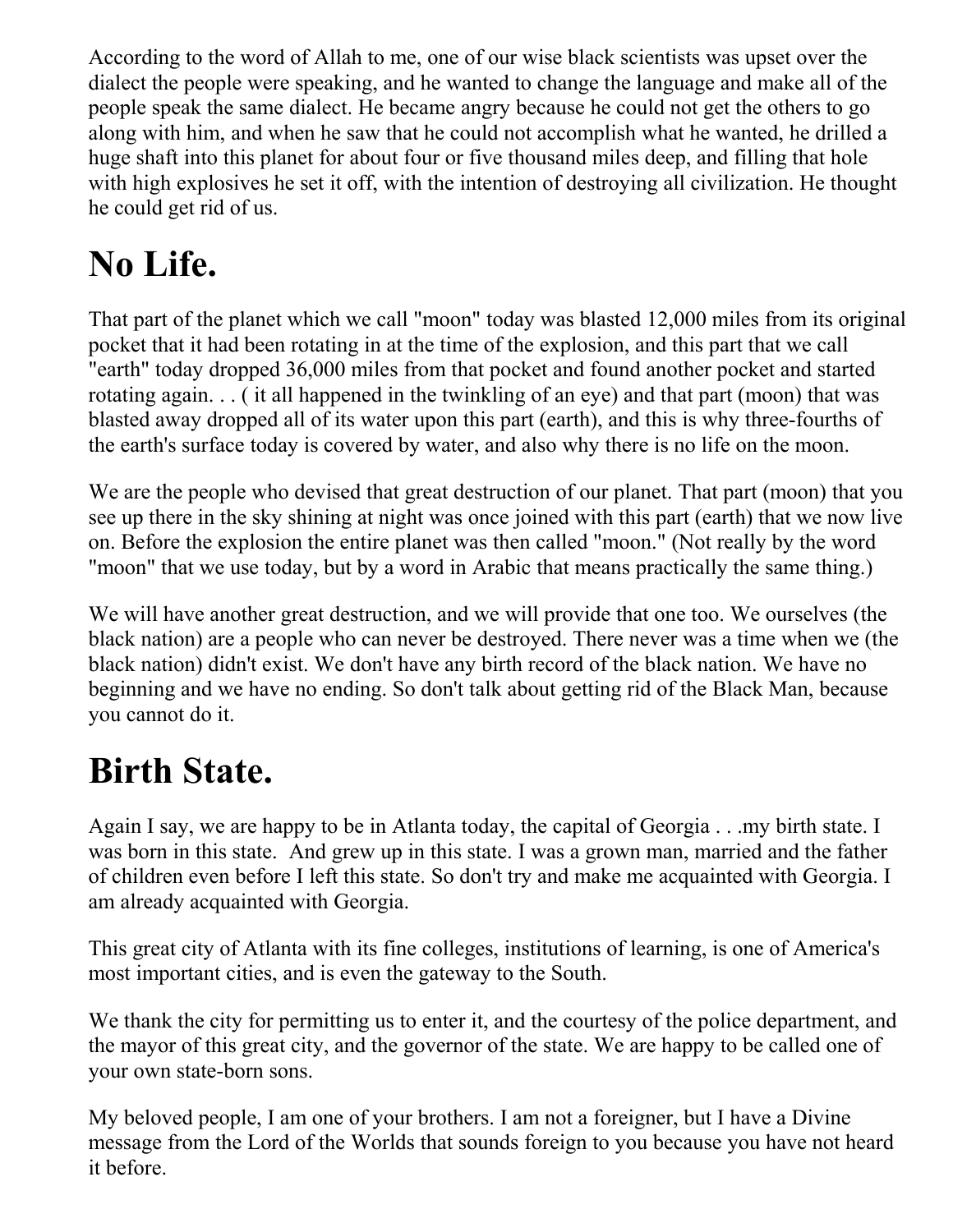According to the word of Allah to me, one of our wise black scientists was upset over the dialect the people were speaking, and he wanted to change the language and make all of the people speak the same dialect. He became angry because he could not get the others to go along with him, and when he saw that he could not accomplish what he wanted, he drilled a huge shaft into this planet for about four or five thousand miles deep, and filling that hole with high explosives he set it off, with the intention of destroying all civilization. He thought he could get rid of us.

# No Life.

That part of the planet which we call "moon" today was blasted 12,000 miles from its original pocket that it had been rotating in at the time of the explosion, and this part that we call "earth" today dropped 36,000 miles from that pocket and found another pocket and started rotating again. . . ( it all happened in the twinkling of an eye) and that part (moon) that was blasted away dropped all of its water upon this part (earth), and this is why three-fourths of the earth's surface today is covered by water, and also why there is no life on the moon.

We are the people who devised that great destruction of our planet. That part (moon) that you see up there in the sky shining at night was once joined with this part (earth) that we now live on. Before the explosion the entire planet was then called "moon." (Not really by the word "moon" that we use today, but by a word in Arabic that means practically the same thing.)

We will have another great destruction, and we will provide that one too. We ourselves (the black nation) are a people who can never be destroyed. There never was a time when we (the black nation) didn't exist. We don't have any birth record of the black nation. We have no beginning and we have no ending. So don't talk about getting rid of the Black Man, because you cannot do it.

# Birth State.

Again I say, we are happy to be in Atlanta today, the capital of Georgia . . .my birth state. I was born in this state. And grew up in this state. I was a grown man, married and the father of children even before I left this state. So don't try and make me acquainted with Georgia. I am already acquainted with Georgia.

This great city of Atlanta with its fine colleges, institutions of learning, is one of America's most important cities, and is even the gateway to the South.

We thank the city for permitting us to enter it, and the courtesy of the police department, and the mayor of this great city, and the governor of the state. We are happy to be called one of your own state-born sons.

My beloved people, I am one of your brothers. I am not a foreigner, but I have a Divine message from the Lord of the Worlds that sounds foreign to you because you have not heard it before.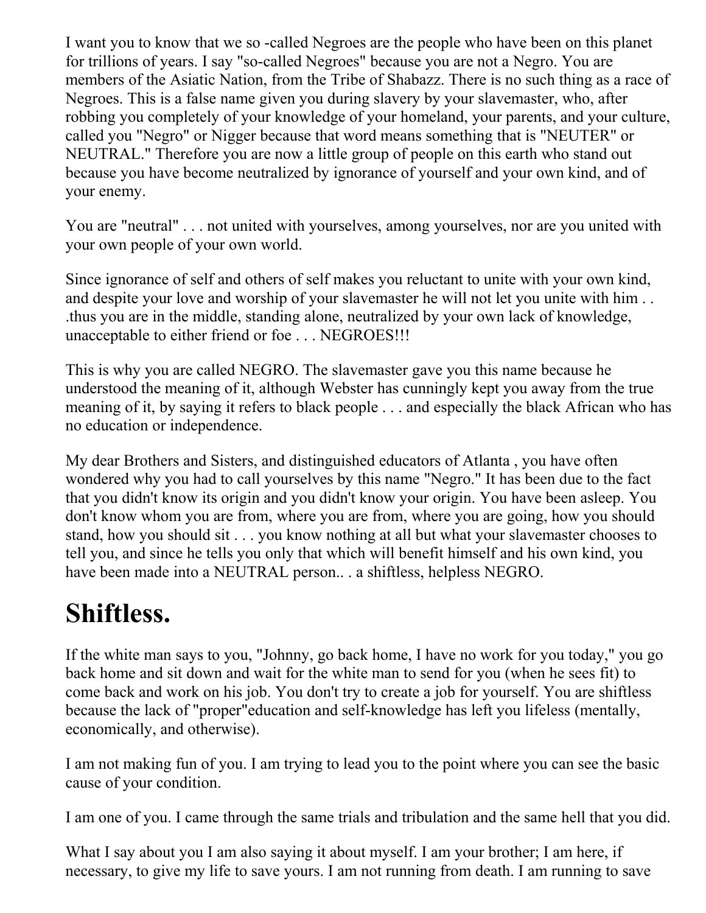I want you to know that we so -called Negroes are the people who have been on this planet for trillions of years. I say "so-called Negroes" because you are not a Negro. You are members of the Asiatic Nation, from the Tribe of Shabazz. There is no such thing as a race of Negroes. This is a false name given you during slavery by your slavemaster, who, after robbing you completely of your knowledge of your homeland, your parents, and your culture, called you "Negro" or Nigger because that word means something that is "NEUTER" or NEUTRAL." Therefore you are now a little group of people on this earth who stand out because you have become neutralized by ignorance of yourself and your own kind, and of your enemy.

You are "neutral" . . . not united with yourselves, among yourselves, nor are you united with your own people of your own world.

Since ignorance of self and others of self makes you reluctant to unite with your own kind, and despite your love and worship of your slavemaster he will not let you unite with him . . .thus you are in the middle, standing alone, neutralized by your own lack of knowledge, unacceptable to either friend or foe . . . NEGROES!!!

This is why you are called NEGRO. The slavemaster gave you this name because he understood the meaning of it, although Webster has cunningly kept you away from the true meaning of it, by saying it refers to black people . . . and especially the black African who has no education or independence.

My dear Brothers and Sisters, and distinguished educators of Atlanta , you have often wondered why you had to call yourselves by this name "Negro." It has been due to the fact that you didn't know its origin and you didn't know your origin. You have been asleep. You don't know whom you are from, where you are from, where you are going, how you should stand, how you should sit . . . you know nothing at all but what your slavemaster chooses to tell you, and since he tells you only that which will benefit himself and his own kind, you have been made into a NEUTRAL person.. . a shiftless, helpless NEGRO.

# Shiftless.

If the white man says to you, "Johnny, go back home, I have no work for you today," you go back home and sit down and wait for the white man to send for you (when he sees fit) to come back and work on his job. You don't try to create a job for yourself. You are shiftless because the lack of "proper"education and self-knowledge has left you lifeless (mentally, economically, and otherwise).

I am not making fun of you. I am trying to lead you to the point where you can see the basic cause of your condition.

I am one of you. I came through the same trials and tribulation and the same hell that you did.

What I say about you I am also saying it about myself. I am your brother; I am here, if necessary, to give my life to save yours. I am not running from death. I am running to save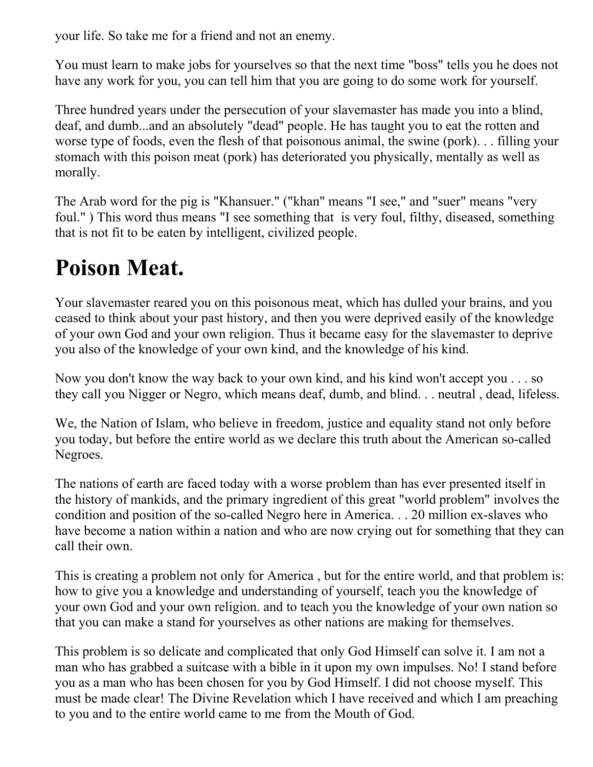your life. So take me for a friend and not an enemy.

You must learn to make jobs for yourselves so that the next time "boss" tells you he does not have any work for you, you can tell him that you are going to do some work for yourself.

Three hundred years under the persecution of your slavemaster has made you into a blind, deaf, and dumb...and an absolutely "dead" people. He has taught you to eat the rotten and worse type of foods, even the flesh of that poisonous animal, the swine (pork). . . filling your stomach with this poison meat (pork) has deteriorated you physically, mentally as well as morally.

The Arab word for the pig is "Khansuer." ("khan" means "I see," and "suer" means "very foul." ) This word thus means "I see something that is very foul, filthy, diseased, something that is not fit to be eaten by intelligent, civilized people.

# Poison Meat.

Your slavemaster reared you on this poisonous meat, which has dulled your brains, and you ceased to think about your past history, and then you were deprived easily of the knowledge of your own God and your own religion. Thus it became easy for the slavemaster to deprive you also of the knowledge of your own kind, and the knowledge of his kind.

Now you don't know the way back to your own kind, and his kind won't accept you . . . so they call you Nigger or Negro, which means deaf, dumb, and blind. . . neutral , dead, lifeless.

We, the Nation of Islam, who believe in freedom, justice and equality stand not only before you today, but before the entire world as we declare this truth about the American so-called Negroes.

The nations of earth are faced today with a worse problem than has ever presented itself in the history of mankids, and the primary ingredient of this great "world problem" involves the condition and position of the so-called Negro here in America. . . 20 million ex-slaves who have become a nation within a nation and who are now crying out for something that they can call their own.

This is creating a problem not only for America , but for the entire world, and that problem is: how to give you a knowledge and understanding of yourself, teach you the knowledge of your own God and your own religion. and to teach you the knowledge of your own nation so that you can make a stand for yourselves as other nations are making for themselves.

This problem is so delicate and complicated that only God Himself can solve it. I am not a man who has grabbed a suitcase with a bible in it upon my own impulses. No! I stand before you as a man who has been chosen for you by God Himself. I did not choose myself. This must be made clear! The Divine Revelation which I have received and which I am preaching to you and to the entire world came to me from the Mouth of God.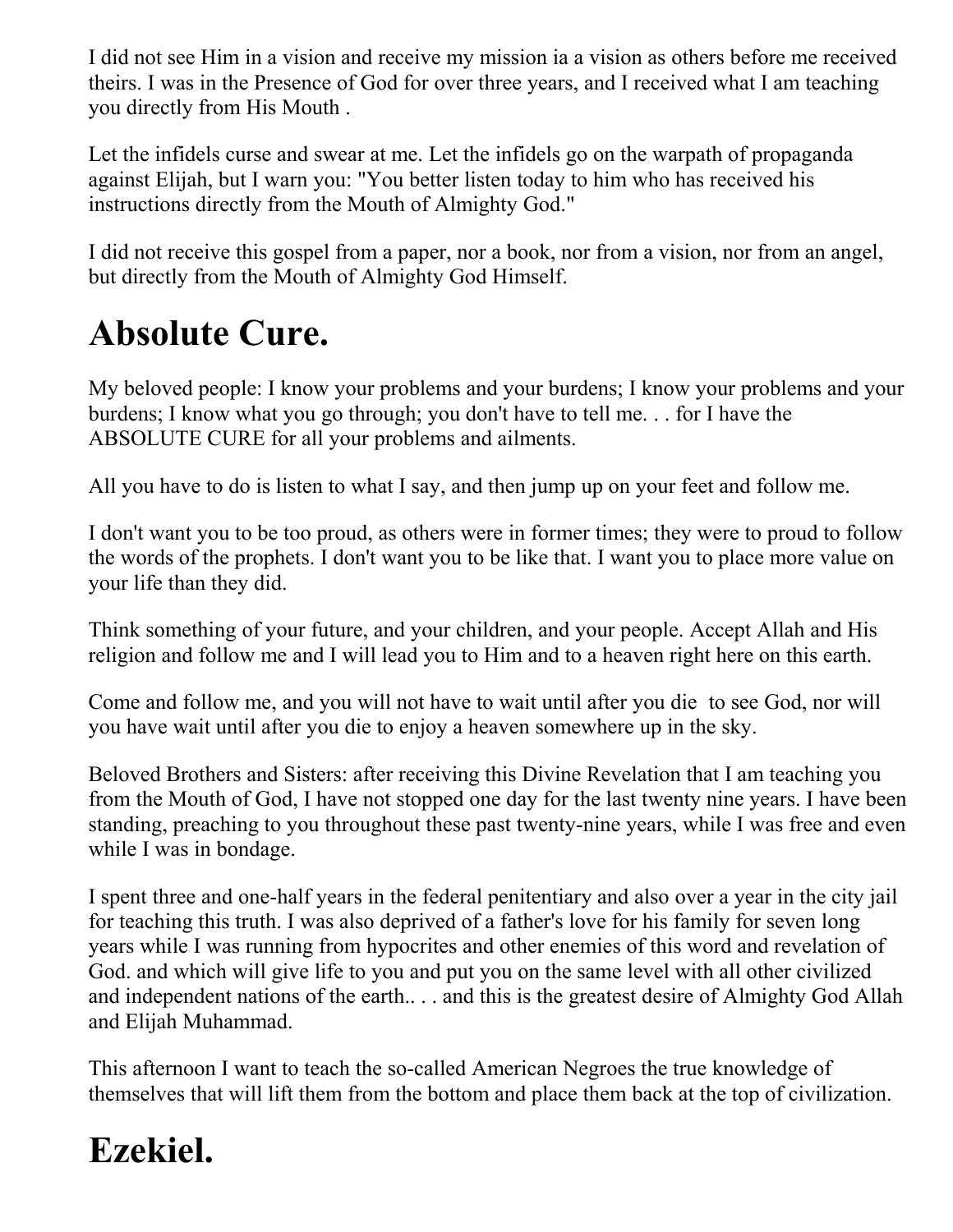I did not see Him in a vision and receive my mission ia a vision as others before me received theirs. I was in the Presence of God for over three years, and I received what I am teaching you directly from His Mouth .

Let the infidels curse and swear at me. Let the infidels go on the warpath of propaganda against Elijah, but I warn you: "You better listen today to him who has received his instructions directly from the Mouth of Almighty God."

I did not receive this gospel from a paper, nor a book, nor from a vision, nor from an angel, but directly from the Mouth of Almighty God Himself.

# Absolute Cure.

My beloved people: I know your problems and your burdens; I know your problems and your burdens; I know what you go through; you don't have to tell me. . . for I have the ABSOLUTE CURE for all your problems and ailments.

All you have to do is listen to what I say, and then jump up on your feet and follow me.

I don't want you to be too proud, as others were in former times; they were to proud to follow the words of the prophets. I don't want you to be like that. I want you to place more value on your life than they did.

Think something of your future, and your children, and your people. Accept Allah and His religion and follow me and I will lead you to Him and to a heaven right here on this earth.

Come and follow me, and you will not have to wait until after you die to see God, nor will you have wait until after you die to enjoy a heaven somewhere up in the sky.

Beloved Brothers and Sisters: after receiving this Divine Revelation that I am teaching you from the Mouth of God, I have not stopped one day for the last twenty nine years. I have been standing, preaching to you throughout these past twenty-nine years, while I was free and even while I was in bondage.

I spent three and one-half years in the federal penitentiary and also over a year in the city jail for teaching this truth. I was also deprived of a father's love for his family for seven long years while I was running from hypocrites and other enemies of this word and revelation of God. and which will give life to you and put you on the same level with all other civilized and independent nations of the earth.. . . and this is the greatest desire of Almighty God Allah and Elijah Muhammad.

This afternoon I want to teach the so-called American Negroes the true knowledge of themselves that will lift them from the bottom and place them back at the top of civilization.

# Ezekiel.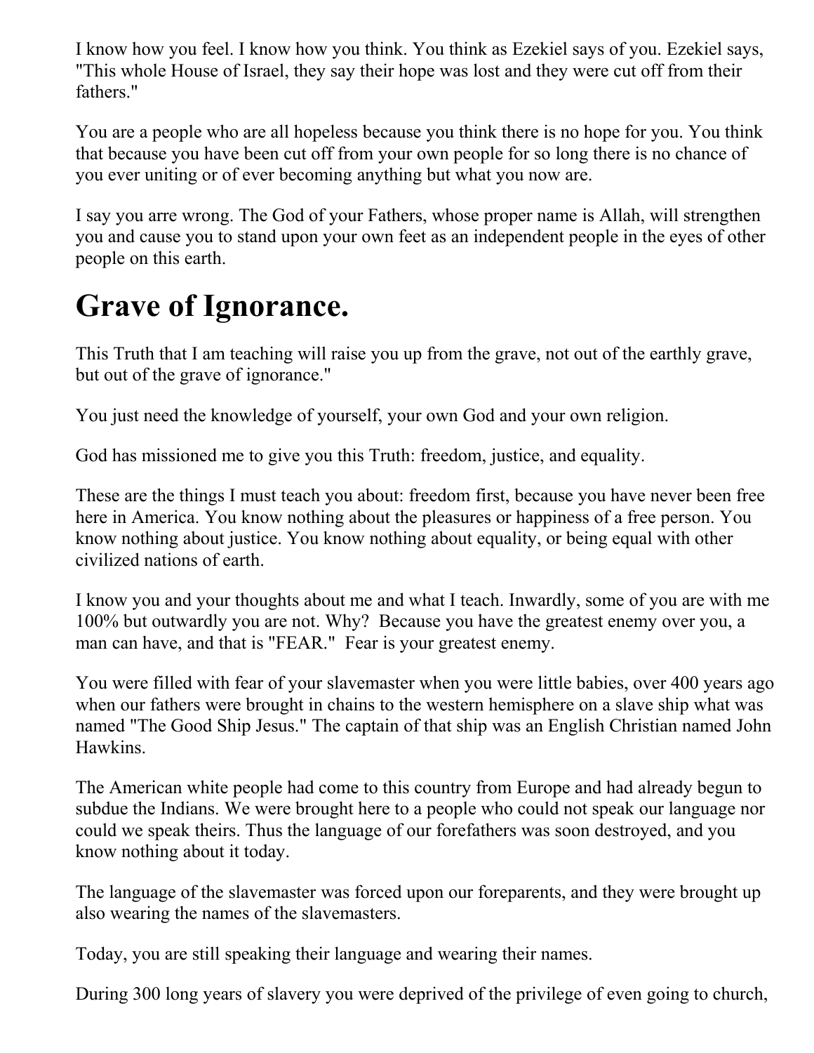I know how you feel. I know how you think. You think as Ezekiel says of you. Ezekiel says, "This whole House of Israel, they say their hope was lost and they were cut off from their fathers."

You are a people who are all hopeless because you think there is no hope for you. You think that because you have been cut off from your own people for so long there is no chance of you ever uniting or of ever becoming anything but what you now are.

I say you arre wrong. The God of your Fathers, whose proper name is Allah, will strengthen you and cause you to stand upon your own feet as an independent people in the eyes of other people on this earth.

# Grave of Ignorance.

This Truth that I am teaching will raise you up from the grave, not out of the earthly grave, but out of the grave of ignorance."

You just need the knowledge of yourself, your own God and your own religion.

God has missioned me to give you this Truth: freedom, justice, and equality.

These are the things I must teach you about: freedom first, because you have never been free here in America. You know nothing about the pleasures or happiness of a free person. You know nothing about justice. You know nothing about equality, or being equal with other civilized nations of earth.

I know you and your thoughts about me and what I teach. Inwardly, some of you are with me 100% but outwardly you are not. Why? Because you have the greatest enemy over you, a man can have, and that is "FEAR." Fear is your greatest enemy.

You were filled with fear of your slavemaster when you were little babies, over 400 years ago when our fathers were brought in chains to the western hemisphere on a slave ship what was named "The Good Ship Jesus." The captain of that ship was an English Christian named John Hawkins.

The American white people had come to this country from Europe and had already begun to subdue the Indians. We were brought here to a people who could not speak our language nor could we speak theirs. Thus the language of our forefathers was soon destroyed, and you know nothing about it today.

The language of the slavemaster was forced upon our foreparents, and they were brought up also wearing the names of the slavemasters.

Today, you are still speaking their language and wearing their names.

During 300 long years of slavery you were deprived of the privilege of even going to church,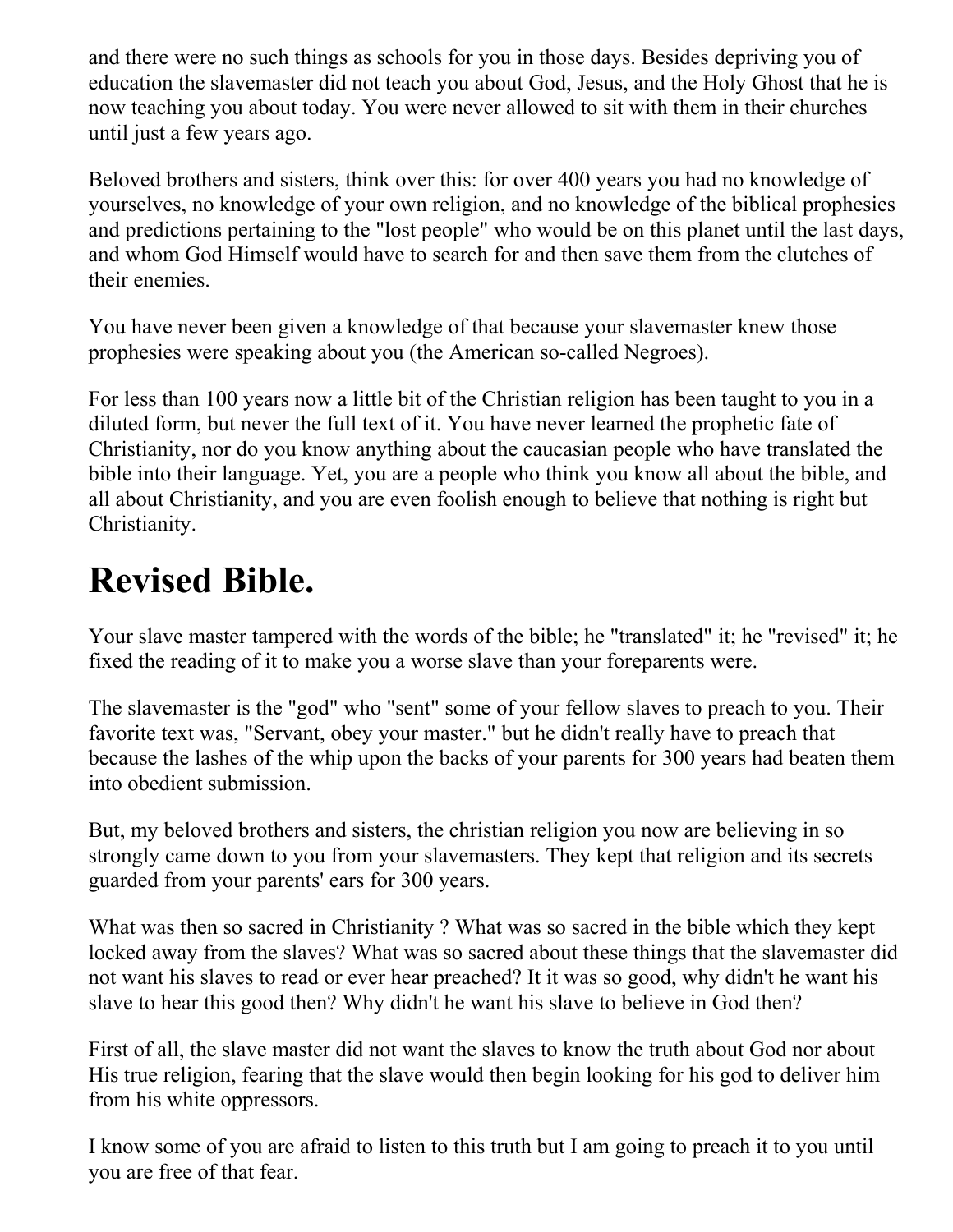and there were no such things as schools for you in those days. Besides depriving you of education the slavemaster did not teach you about God, Jesus, and the Holy Ghost that he is now teaching you about today. You were never allowed to sit with them in their churches until just a few years ago.

Beloved brothers and sisters, think over this: for over 400 years you had no knowledge of yourselves, no knowledge of your own religion, and no knowledge of the biblical prophesies and predictions pertaining to the "lost people" who would be on this planet until the last days, and whom God Himself would have to search for and then save them from the clutches of their enemies.

You have never been given a knowledge of that because your slavemaster knew those prophesies were speaking about you (the American so-called Negroes).

For less than 100 years now a little bit of the Christian religion has been taught to you in a diluted form, but never the full text of it. You have never learned the prophetic fate of Christianity, nor do you know anything about the caucasian people who have translated the bible into their language. Yet, you are a people who think you know all about the bible, and all about Christianity, and you are even foolish enough to believe that nothing is right but Christianity.

# Revised Bible.

Your slave master tampered with the words of the bible; he "translated" it; he "revised" it; he fixed the reading of it to make you a worse slave than your foreparents were.

The slavemaster is the "god" who "sent" some of your fellow slaves to preach to you. Their favorite text was, "Servant, obey your master." but he didn't really have to preach that because the lashes of the whip upon the backs of your parents for 300 years had beaten them into obedient submission.

But, my beloved brothers and sisters, the christian religion you now are believing in so strongly came down to you from your slavemasters. They kept that religion and its secrets guarded from your parents' ears for 300 years.

What was then so sacred in Christianity ? What was so sacred in the bible which they kept locked away from the slaves? What was so sacred about these things that the slavemaster did not want his slaves to read or ever hear preached? It it was so good, why didn't he want his slave to hear this good then? Why didn't he want his slave to believe in God then?

First of all, the slave master did not want the slaves to know the truth about God nor about His true religion, fearing that the slave would then begin looking for his god to deliver him from his white oppressors.

I know some of you are afraid to listen to this truth but I am going to preach it to you until you are free of that fear.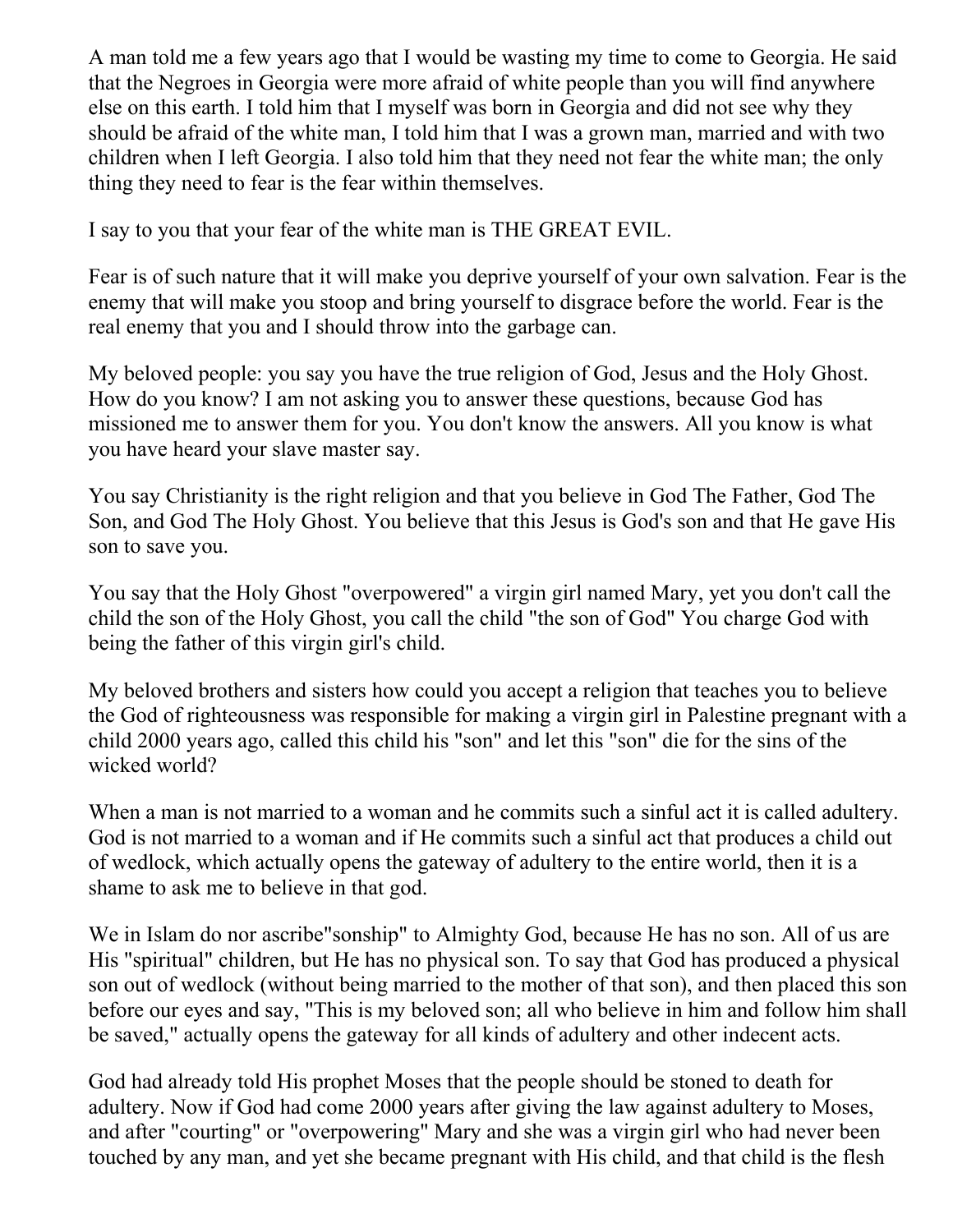A man told me a few years ago that I would be wasting my time to come to Georgia. He said that the Negroes in Georgia were more afraid of white people than you will find anywhere else on this earth. I told him that I myself was born in Georgia and did not see why they should be afraid of the white man, I told him that I was a grown man, married and with two children when I left Georgia. I also told him that they need not fear the white man; the only thing they need to fear is the fear within themselves.

I say to you that your fear of the white man is THE GREAT EVIL.

Fear is of such nature that it will make you deprive yourself of your own salvation. Fear is the enemy that will make you stoop and bring yourself to disgrace before the world. Fear is the real enemy that you and I should throw into the garbage can.

My beloved people: you say you have the true religion of God, Jesus and the Holy Ghost. How do you know? I am not asking you to answer these questions, because God has missioned me to answer them for you. You don't know the answers. All you know is what you have heard your slave master say.

You say Christianity is the right religion and that you believe in God The Father, God The Son, and God The Holy Ghost. You believe that this Jesus is God's son and that He gave His son to save you.

You say that the Holy Ghost "overpowered" a virgin girl named Mary, yet you don't call the child the son of the Holy Ghost, you call the child "the son of God" You charge God with being the father of this virgin girl's child.

My beloved brothers and sisters how could you accept a religion that teaches you to believe the God of righteousness was responsible for making a virgin girl in Palestine pregnant with a child 2000 years ago, called this child his "son" and let this "son" die for the sins of the wicked world?

When a man is not married to a woman and he commits such a sinful act it is called adultery. God is not married to a woman and if He commits such a sinful act that produces a child out of wedlock, which actually opens the gateway of adultery to the entire world, then it is a shame to ask me to believe in that god.

We in Islam do nor ascribe"sonship" to Almighty God, because He has no son. All of us are His "spiritual" children, but He has no physical son. To say that God has produced a physical son out of wedlock (without being married to the mother of that son), and then placed this son before our eyes and say, "This is my beloved son; all who believe in him and follow him shall be saved," actually opens the gateway for all kinds of adultery and other indecent acts.

God had already told His prophet Moses that the people should be stoned to death for adultery. Now if God had come 2000 years after giving the law against adultery to Moses, and after "courting" or "overpowering" Mary and she was a virgin girl who had never been touched by any man, and yet she became pregnant with His child, and that child is the flesh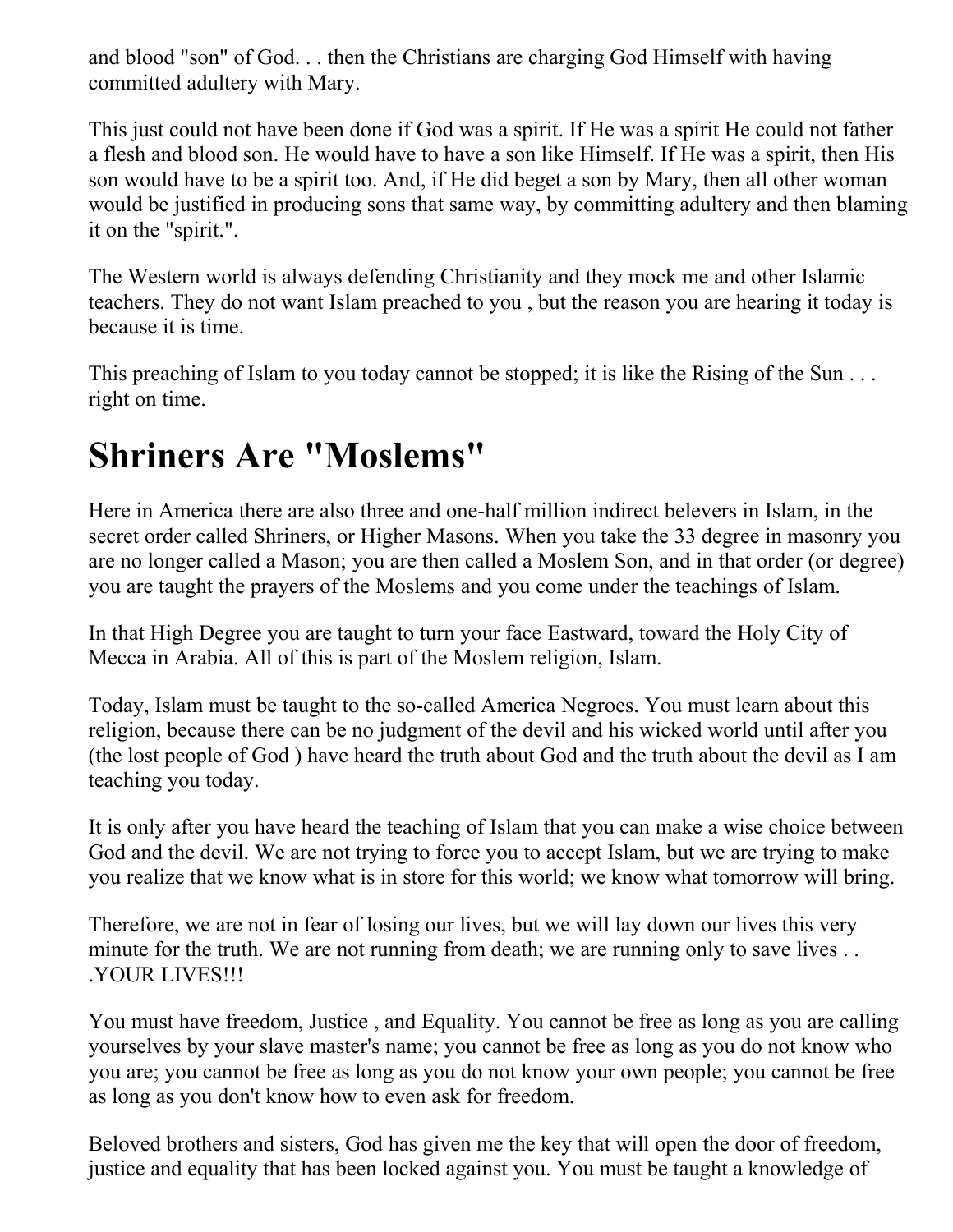and blood "son" of God. . . then the Christians are charging God Himself with having committed adultery with Mary.

This just could not have been done if God was a spirit. If He was a spirit He could not father a flesh and blood son. He would have to have a son like Himself. If He was a spirit, then His son would have to be a spirit too. And, if He did beget a son by Mary, then all other woman would be justified in producing sons that same way, by committing adultery and then blaming it on the "spirit.".

The Western world is always defending Christianity and they mock me and other Islamic teachers. They do not want Islam preached to you , but the reason you are hearing it today is because it is time.

This preaching of Islam to you today cannot be stopped; it is like the Rising of the Sun . . . right on time.

# Shriners Are "Moslems"

Here in America there are also three and one-half million indirect belevers in Islam, in the secret order called Shriners, or Higher Masons. When you take the 33 degree in masonry you are no longer called a Mason; you are then called a Moslem Son, and in that order (or degree) you are taught the prayers of the Moslems and you come under the teachings of Islam.

In that High Degree you are taught to turn your face Eastward, toward the Holy City of Mecca in Arabia. All of this is part of the Moslem religion, Islam.

Today, Islam must be taught to the so-called America Negroes. You must learn about this religion, because there can be no judgment of the devil and his wicked world until after you (the lost people of God ) have heard the truth about God and the truth about the devil as I am teaching you today.

It is only after you have heard the teaching of Islam that you can make a wise choice between God and the devil. We are not trying to force you to accept Islam, but we are trying to make you realize that we know what is in store for this world; we know what tomorrow will bring.

Therefore, we are not in fear of losing our lives, but we will lay down our lives this very minute for the truth. We are not running from death; we are running only to save lives . . .YOUR LIVES!!!

You must have freedom, Justice , and Equality. You cannot be free as long as you are calling yourselves by your slave master's name; you cannot be free as long as you do not know who you are; you cannot be free as long as you do not know your own people; you cannot be free as long as you don't know how to even ask for freedom.

Beloved brothers and sisters, God has given me the key that will open the door of freedom, justice and equality that has been locked against you. You must be taught a knowledge of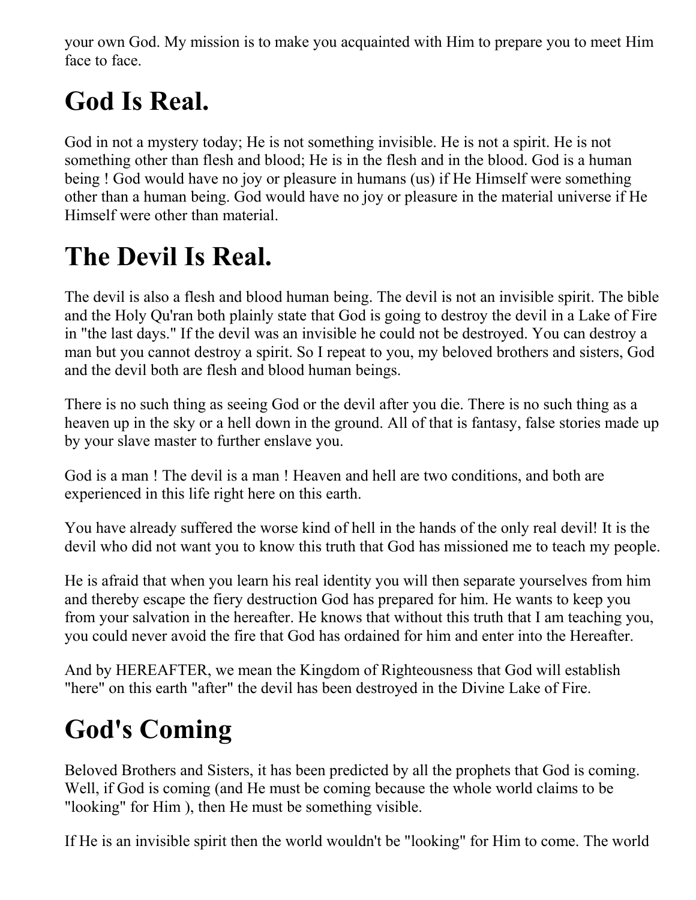your own God. My mission is to make you acquainted with Him to prepare you to meet Him face to face.

# God Is Real.

God in not a mystery today; He is not something invisible. He is not a spirit. He is not something other than flesh and blood; He is in the flesh and in the blood. God is a human being ! God would have no joy or pleasure in humans (us) if He Himself were something other than a human being. God would have no joy or pleasure in the material universe if He Himself were other than material.

# The Devil Is Real.

The devil is also a flesh and blood human being. The devil is not an invisible spirit. The bible and the Holy Qu'ran both plainly state that God is going to destroy the devil in a Lake of Fire in "the last days." If the devil was an invisible he could not be destroyed. You can destroy a man but you cannot destroy a spirit. So I repeat to you, my beloved brothers and sisters, God and the devil both are flesh and blood human beings.

There is no such thing as seeing God or the devil after you die. There is no such thing as a heaven up in the sky or a hell down in the ground. All of that is fantasy, false stories made up by your slave master to further enslave you.

God is a man ! The devil is a man ! Heaven and hell are two conditions, and both are experienced in this life right here on this earth.

You have already suffered the worse kind of hell in the hands of the only real devil! It is the devil who did not want you to know this truth that God has missioned me to teach my people.

He is afraid that when you learn his real identity you will then separate yourselves from him and thereby escape the fiery destruction God has prepared for him. He wants to keep you from your salvation in the hereafter. He knows that without this truth that I am teaching you, you could never avoid the fire that God has ordained for him and enter into the Hereafter.

And by HEREAFTER, we mean the Kingdom of Righteousness that God will establish "here" on this earth "after" the devil has been destroyed in the Divine Lake of Fire.

# God's Coming

Beloved Brothers and Sisters, it has been predicted by all the prophets that God is coming. Well, if God is coming (and He must be coming because the whole world claims to be "looking" for Him ), then He must be something visible.

If He is an invisible spirit then the world wouldn't be "looking" for Him to come. The world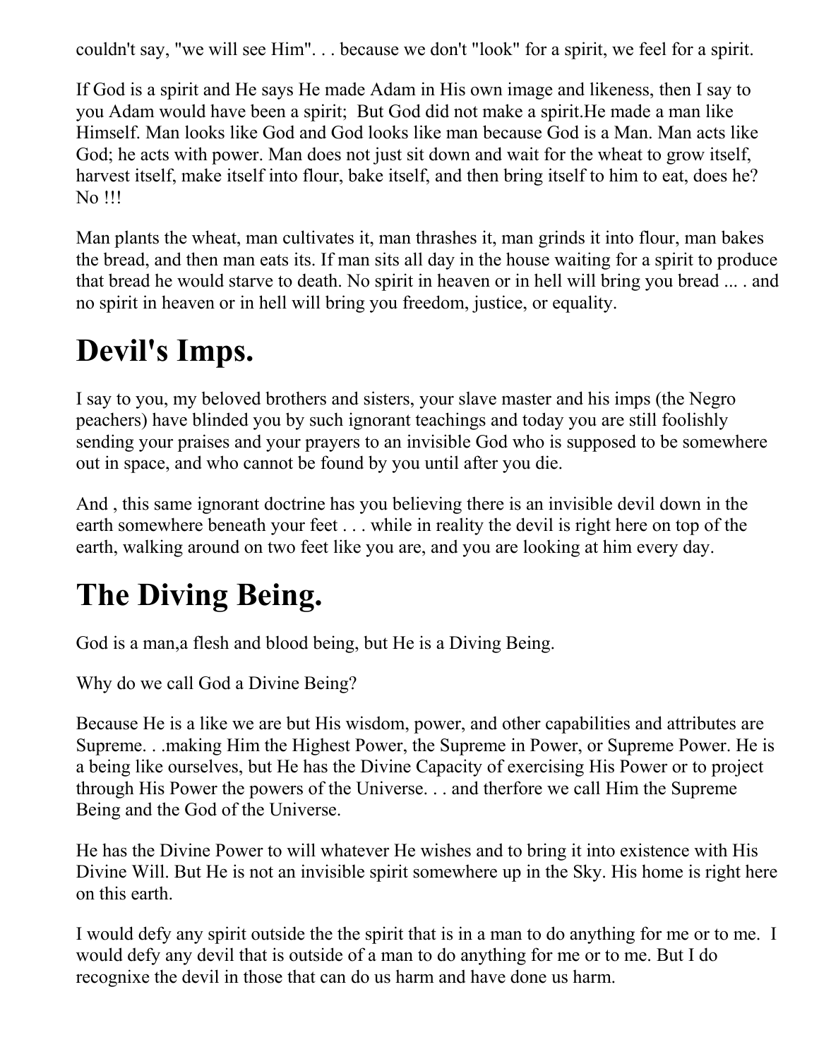couldn't say, "we will see Him". . . because we don't "look" for a spirit, we feel for a spirit.

If God is a spirit and He says He made Adam in His own image and likeness, then I say to you Adam would have been a spirit; But God did not make a spirit.He made a man like Himself. Man looks like God and God looks like man because God is a Man. Man acts like God; he acts with power. Man does not just sit down and wait for the wheat to grow itself, harvest itself, make itself into flour, bake itself, and then bring itself to him to eat, does he? No !!!

Man plants the wheat, man cultivates it, man thrashes it, man grinds it into flour, man bakes the bread, and then man eats its. If man sits all day in the house waiting for a spirit to produce that bread he would starve to death. No spirit in heaven or in hell will bring you bread ... . and no spirit in heaven or in hell will bring you freedom, justice, or equality.

# Devil's Imps.

I say to you, my beloved brothers and sisters, your slave master and his imps (the Negro peachers) have blinded you by such ignorant teachings and today you are still foolishly sending your praises and your prayers to an invisible God who is supposed to be somewhere out in space, and who cannot be found by you until after you die.

And , this same ignorant doctrine has you believing there is an invisible devil down in the earth somewhere beneath your feet . . . while in reality the devil is right here on top of the earth, walking around on two feet like you are, and you are looking at him every day.

# The Diving Being.

God is a man,a flesh and blood being, but He is a Diving Being.

Why do we call God a Divine Being?

Because He is a like we are but His wisdom, power, and other capabilities and attributes are Supreme. . .making Him the Highest Power, the Supreme in Power, or Supreme Power. He is a being like ourselves, but He has the Divine Capacity of exercising His Power or to project through His Power the powers of the Universe. . . and therfore we call Him the Supreme Being and the God of the Universe.

He has the Divine Power to will whatever He wishes and to bring it into existence with His Divine Will. But He is not an invisible spirit somewhere up in the Sky. His home is right here on this earth.

I would defy any spirit outside the the spirit that is in a man to do anything for me or to me. I would defy any devil that is outside of a man to do anything for me or to me. But I do recognixe the devil in those that can do us harm and have done us harm.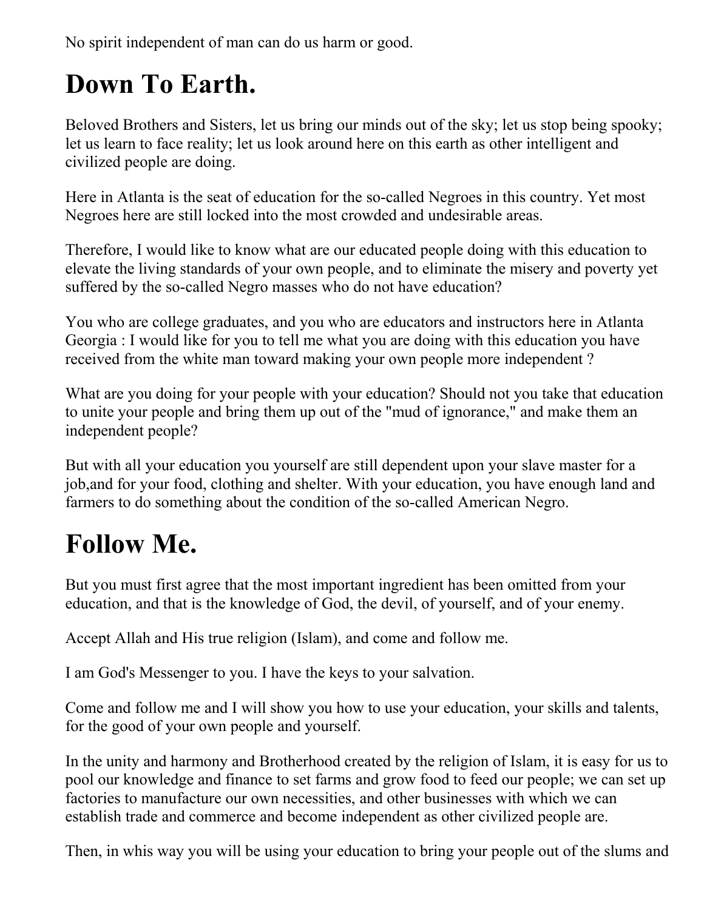No spirit independent of man can do us harm or good.

# Down To Earth.

Beloved Brothers and Sisters, let us bring our minds out of the sky; let us stop being spooky; let us learn to face reality; let us look around here on this earth as other intelligent and civilized people are doing.

Here in Atlanta is the seat of education for the so-called Negroes in this country. Yet most Negroes here are still locked into the most crowded and undesirable areas.

Therefore, I would like to know what are our educated people doing with this education to elevate the living standards of your own people, and to eliminate the misery and poverty yet suffered by the so-called Negro masses who do not have education?

You who are college graduates, and you who are educators and instructors here in Atlanta Georgia : I would like for you to tell me what you are doing with this education you have received from the white man toward making your own people more independent ?

What are you doing for your people with your education? Should not you take that education to unite your people and bring them up out of the "mud of ignorance," and make them an independent people?

But with all your education you yourself are still dependent upon your slave master for a job,and for your food, clothing and shelter. With your education, you have enough land and farmers to do something about the condition of the so-called American Negro.

# Follow Me.

But you must first agree that the most important ingredient has been omitted from your education, and that is the knowledge of God, the devil, of yourself, and of your enemy.

Accept Allah and His true religion (Islam), and come and follow me.

I am God's Messenger to you. I have the keys to your salvation.

Come and follow me and I will show you how to use your education, your skills and talents, for the good of your own people and yourself.

In the unity and harmony and Brotherhood created by the religion of Islam, it is easy for us to pool our knowledge and finance to set farms and grow food to feed our people; we can set up factories to manufacture our own necessities, and other businesses with which we can establish trade and commerce and become independent as other civilized people are.

Then, in whis way you will be using your education to bring your people out of the slums and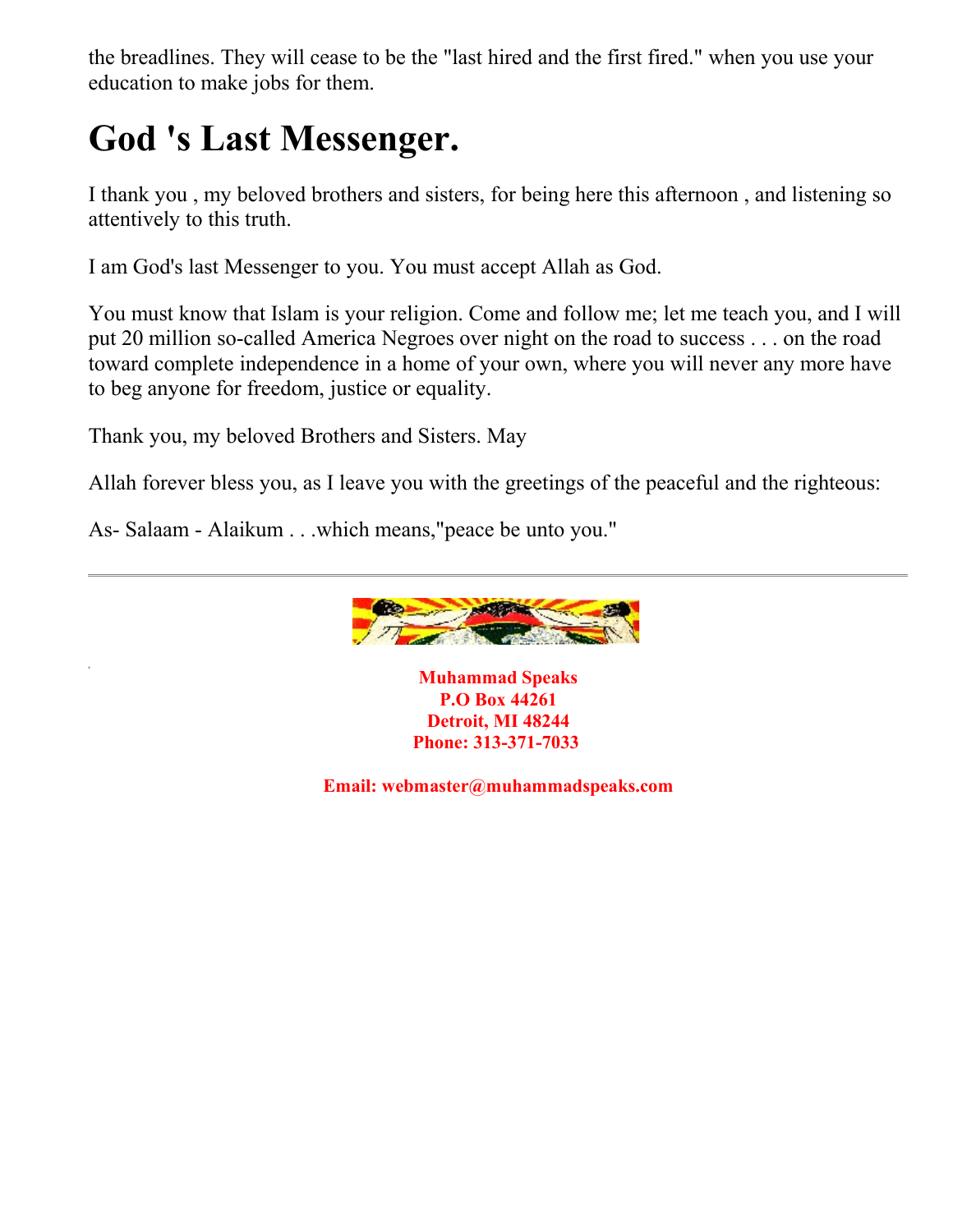the breadlines. They will cease to be the "last hired and the first fired." when you use your education to make jobs for them.

# God 's Last Messenger.

I thank you , my beloved brothers and sisters, for being here this afternoon , and listening so attentively to this truth.

I am God's last Messenger to you. You must accept Allah as God.

You must know that Islam is your religion. Come and follow me; let me teach you, and I will put 20 million so-called America Negroes over night on the road to success . . . on the road toward complete independence in a home of your own, where you will never any more have to beg anyone for freedom, justice or equality.

Thank you, my beloved Brothers and Sisters. May

Allah forever bless you, as I leave you with the greetings of the peaceful and the righteous:

As- Salaam - Alaikum . . .which means,"peace be unto you."

---

**Muhammad Speaks**
**P.O Box 44261**
**Detroit, MI 48244**
**Phone: 313-371-7033**

**Email: webmaster@muhammadspeaks.com**